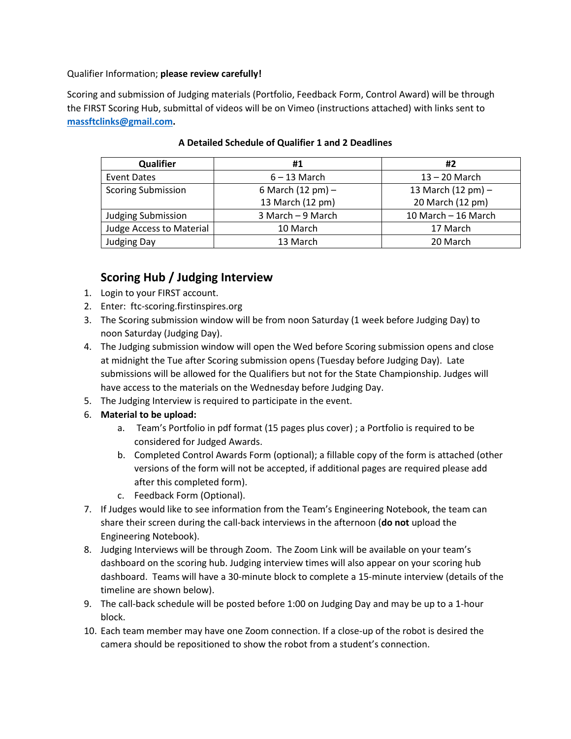Qualifier Information; **please review carefully!**

Scoring and submission of Judging materials (Portfolio, Feedback Form, Control Award) will be through the FIRST Scoring Hub, submittal of videos will be on Vimeo (instructions attached) with links sent to **massftclinks@gmail.com.**

**A Detailed Schedule of Qualifier 1 and 2 Deadlines**

| Qualifier | #1 | #2 |
|---|---|---|
| Event Dates | 6 – 13 March | 13 – 20 March |
| Scoring Submission | 6 March (12 pm) – 13 March (12 pm) | 13 March (12 pm) – 20 March (12 pm) |
| Judging Submission | 3 March – 9 March | 10 March – 16 March |
| Judge Access to Material | 10 March | 17 March |
| Judging Day | 13 March | 20 March |

## Scoring Hub / Judging Interview

1. Login to your FIRST account.
2. Enter: ftc-scoring.firstinspires.org
3. The Scoring submission window will be from noon Saturday (1 week before Judging Day) to noon Saturday (Judging Day).
4. The Judging submission window will open the Wed before Scoring submission opens and close at midnight the Tue after Scoring submission opens (Tuesday before Judging Day). Late submissions will be allowed for the Qualifiers but not for the State Championship. Judges will have access to the materials on the Wednesday before Judging Day.
5. The Judging Interview is required to participate in the event.
6. **Material to be upload:**
   a. Team's Portfolio in pdf format (15 pages plus cover) ; a Portfolio is required to be considered for Judged Awards.
   b. Completed Control Awards Form (optional); a fillable copy of the form is attached (other versions of the form will not be accepted, if additional pages are required please add after this completed form).
   c. Feedback Form (Optional).
7. If Judges would like to see information from the Team's Engineering Notebook, the team can share their screen during the call-back interviews in the afternoon (**do not** upload the Engineering Notebook).
8. Judging Interviews will be through Zoom. The Zoom Link will be available on your team's dashboard on the scoring hub. Judging interview times will also appear on your scoring hub dashboard. Teams will have a 30-minute block to complete a 15-minute interview (details of the timeline are shown below).
9. The call-back schedule will be posted before 1:00 on Judging Day and may be up to a 1-hour block.
10. Each team member may have one Zoom connection. If a close-up of the robot is desired the camera should be repositioned to show the robot from a student's connection.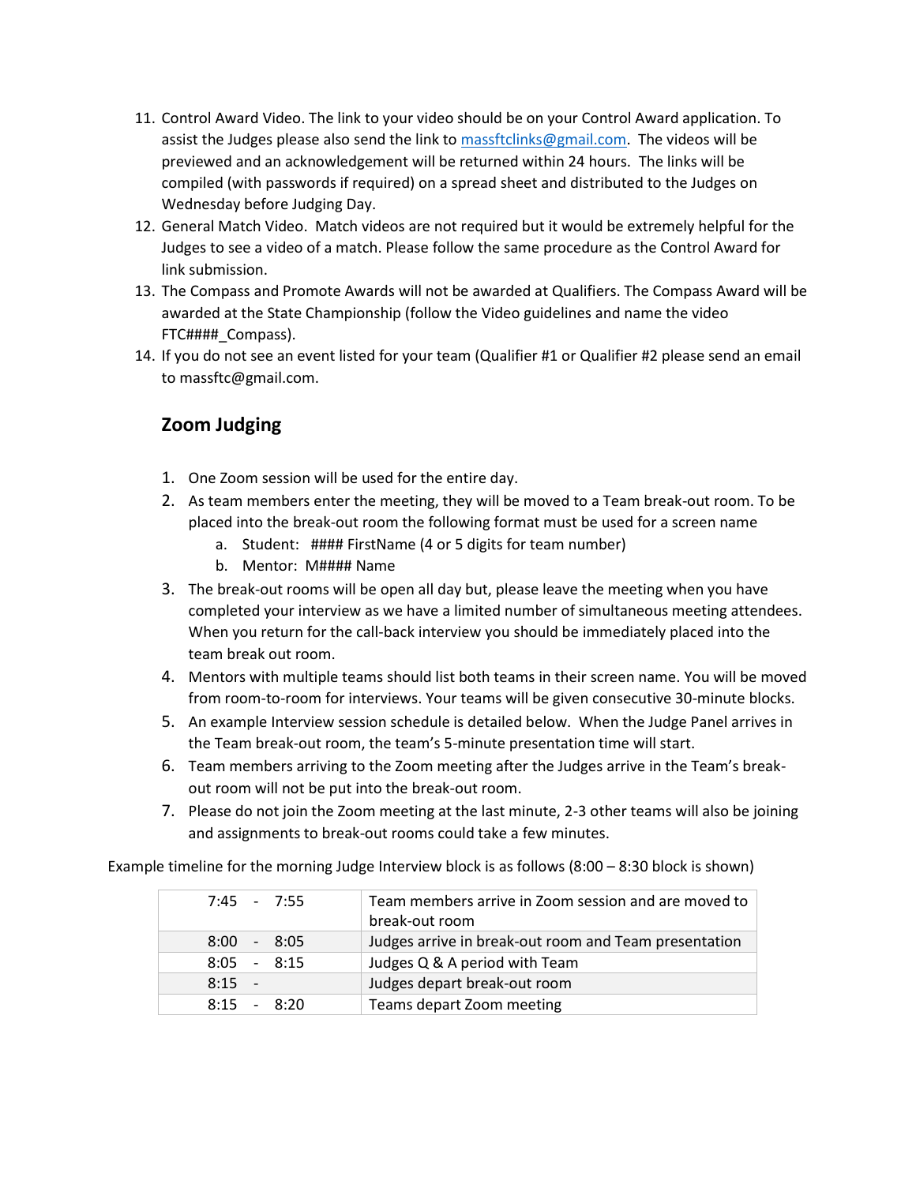11. Control Award Video. The link to your video should be on your Control Award application. To assist the Judges please also send the link to massftclinks@gmail.com. The videos will be previewed and an acknowledgement will be returned within 24 hours. The links will be compiled (with passwords if required) on a spread sheet and distributed to the Judges on Wednesday before Judging Day.
12. General Match Video. Match videos are not required but it would be extremely helpful for the Judges to see a video of a match. Please follow the same procedure as the Control Award for link submission.
13. The Compass and Promote Awards will not be awarded at Qualifiers. The Compass Award will be awarded at the State Championship (follow the Video guidelines and name the video FTC####_Compass).
14. If you do not see an event listed for your team (Qualifier #1 or Qualifier #2 please send an email to massftc@gmail.com.

## Zoom Judging

1. One Zoom session will be used for the entire day.
2. As team members enter the meeting, they will be moved to a Team break-out room. To be placed into the break-out room the following format must be used for a screen name
   a. Student: #### FirstName (4 or 5 digits for team number)
   b. Mentor: M#### Name
3. The break-out rooms will be open all day but, please leave the meeting when you have completed your interview as we have a limited number of simultaneous meeting attendees. When you return for the call-back interview you should be immediately placed into the team break out room.
4. Mentors with multiple teams should list both teams in their screen name. You will be moved from room-to-room for interviews. Your teams will be given consecutive 30-minute blocks.
5. An example Interview session schedule is detailed below. When the Judge Panel arrives in the Team break-out room, the team's 5-minute presentation time will start.
6. Team members arriving to the Zoom meeting after the Judges arrive in the Team's break-out room will not be put into the break-out room.
7. Please do not join the Zoom meeting at the last minute, 2-3 other teams will also be joining and assignments to break-out rooms could take a few minutes.

Example timeline for the morning Judge Interview block is as follows (8:00 – 8:30 block is shown)

| Time | Activity |
|---|---|
| 7:45 - 7:55 | Team members arrive in Zoom session and are moved to break-out room |
| 8:00 - 8:05 | Judges arrive in break-out room and Team presentation |
| 8:05 - 8:15 | Judges Q & A period with Team |
| 8:15 - | Judges depart break-out room |
| 8:15 - 8:20 | Teams depart Zoom meeting |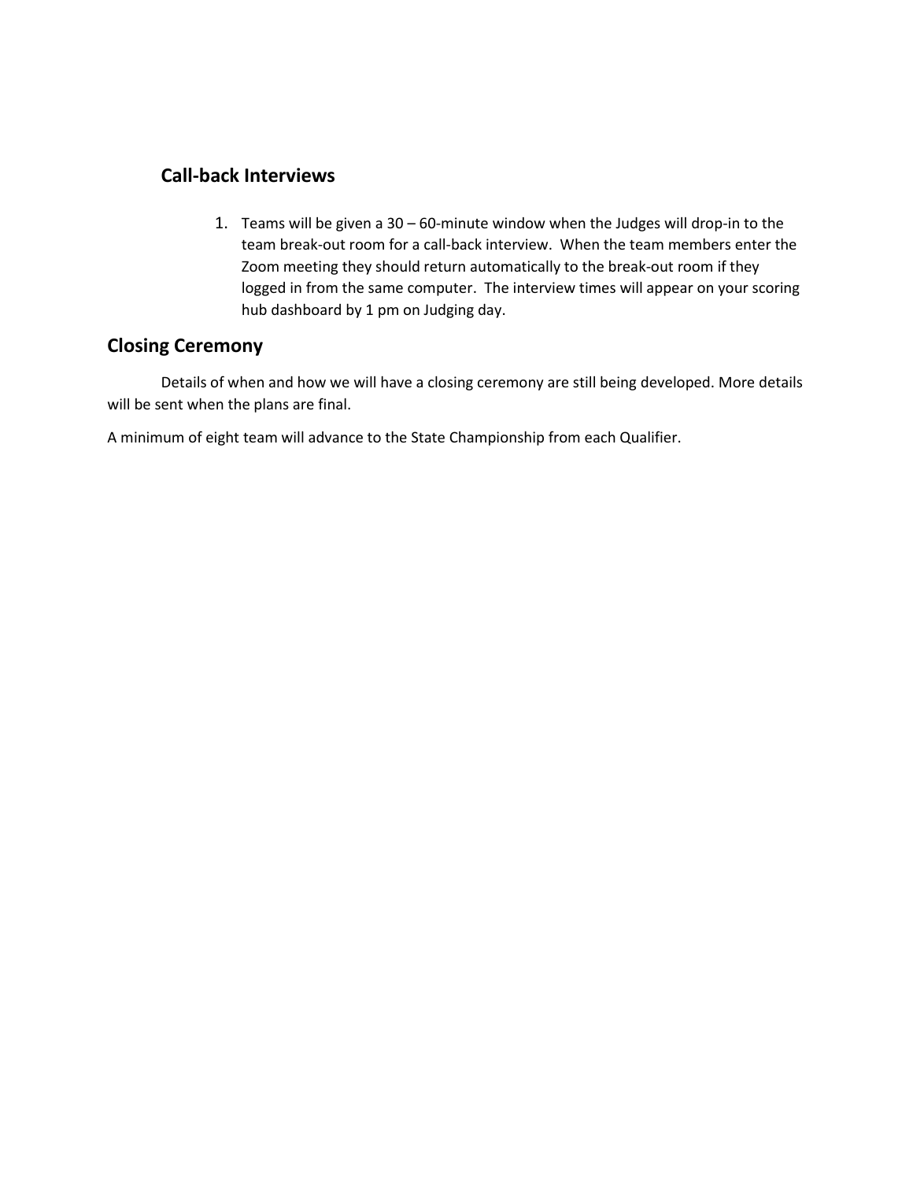### Call-back Interviews

1. Teams will be given a 30 – 60-minute window when the Judges will drop-in to the team break-out room for a call-back interview. When the team members enter the Zoom meeting they should return automatically to the break-out room if they logged in from the same computer. The interview times will appear on your scoring hub dashboard by 1 pm on Judging day.

## Closing Ceremony

Details of when and how we will have a closing ceremony are still being developed. More details will be sent when the plans are final.

A minimum of eight team will advance to the State Championship from each Qualifier.